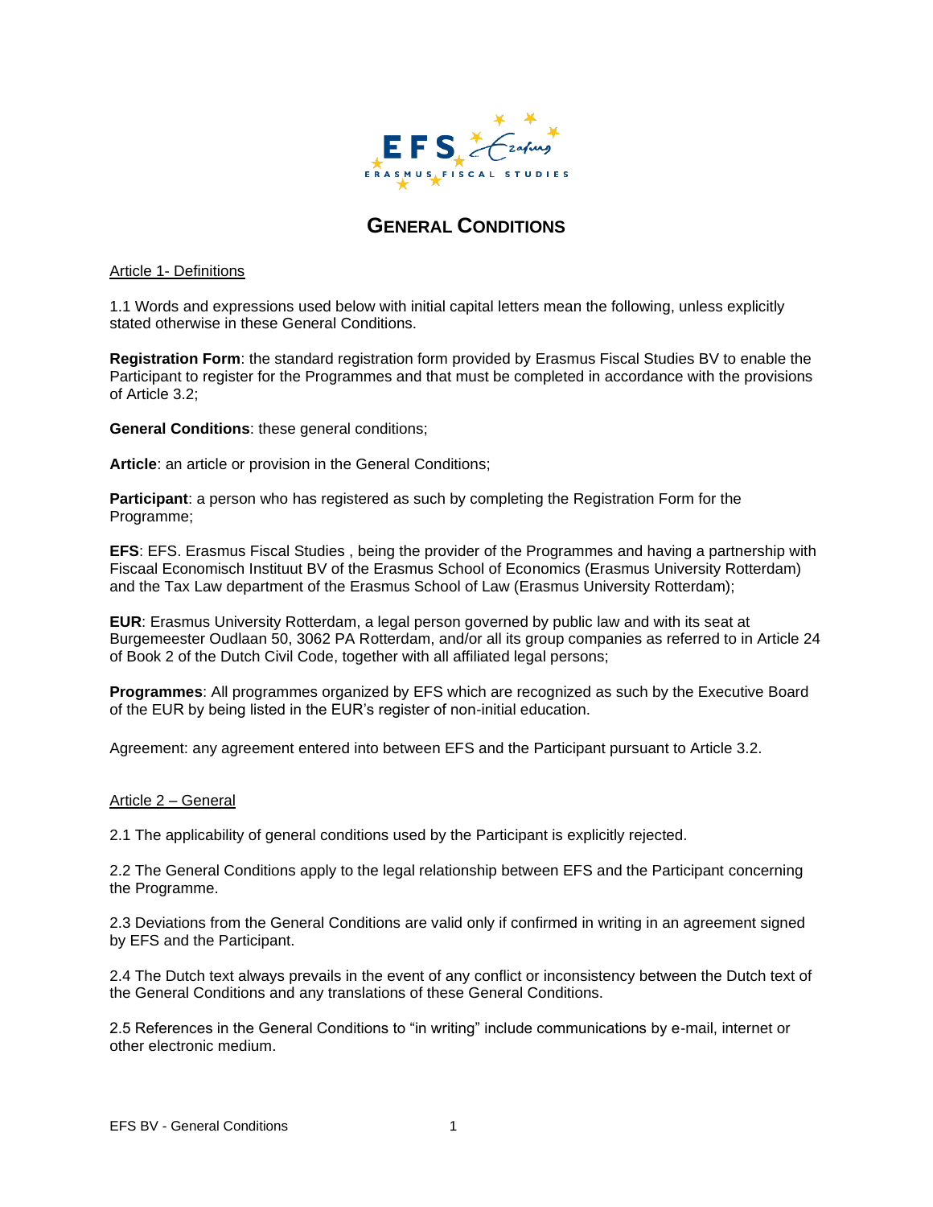# GENERAL CONDITIONS

Article 1- Definitions

1.1 Words and expressions used below with initial capital letters mean the following, unless explicitly stated otherwise in these General Conditions.

**Registration Form**: the standard registration form provided by Erasmus Fiscal Studies BV to enable the Participant to register for the Programmes and that must be completed in accordance with the provisions of Article 3.2;

**General Conditions**: these general conditions;

**Article**: an article or provision in the General Conditions;

**Participant**: a person who has registered as such by completing the Registration Form for the Programme;

**EFS**: EFS. Erasmus Fiscal Studies , being the provider of the Programmes and having a partnership with Fiscaal Economisch Instituut BV of the Erasmus School of Economics (Erasmus University Rotterdam) and the Tax Law department of the Erasmus School of Law (Erasmus University Rotterdam);

**EUR**: Erasmus University Rotterdam, a legal person governed by public law and with its seat at Burgemeester Oudlaan 50, 3062 PA Rotterdam, and/or all its group companies as referred to in Article 24 of Book 2 of the Dutch Civil Code, together with all affiliated legal persons;

**Programmes**: All programmes organized by EFS which are recognized as such by the Executive Board of the EUR by being listed in the EUR's register of non-initial education.

Agreement: any agreement entered into between EFS and the Participant pursuant to Article 3.2.

Article 2 – General

2.1 The applicability of general conditions used by the Participant is explicitly rejected.

2.2 The General Conditions apply to the legal relationship between EFS and the Participant concerning the Programme.

2.3 Deviations from the General Conditions are valid only if confirmed in writing in an agreement signed by EFS and the Participant.

2.4 The Dutch text always prevails in the event of any conflict or inconsistency between the Dutch text of the General Conditions and any translations of these General Conditions.

2.5 References in the General Conditions to "in writing" include communications by e-mail, internet or other electronic medium.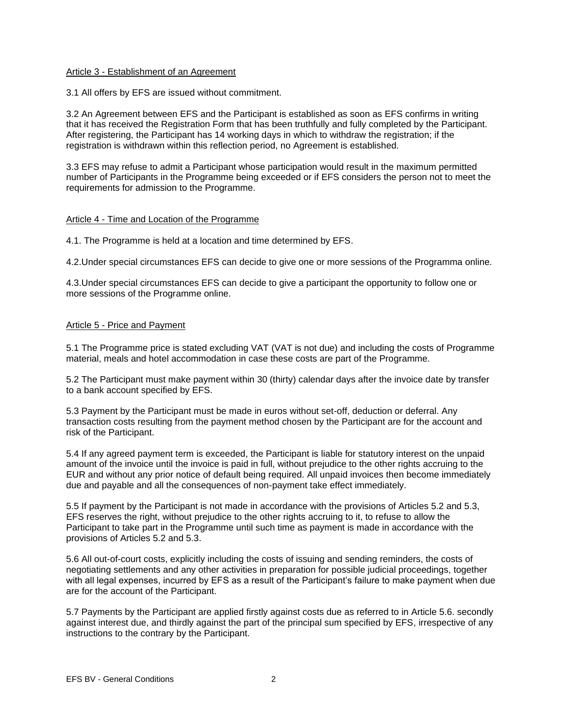## Article 3 - Establishment of an Agreement

3.1 All offers by EFS are issued without commitment.

3.2 An Agreement between EFS and the Participant is established as soon as EFS confirms in writing that it has received the Registration Form that has been truthfully and fully completed by the Participant. After registering, the Participant has 14 working days in which to withdraw the registration; if the registration is withdrawn within this reflection period, no Agreement is established.

3.3 EFS may refuse to admit a Participant whose participation would result in the maximum permitted number of Participants in the Programme being exceeded or if EFS considers the person not to meet the requirements for admission to the Programme.

## Article 4 - Time and Location of the Programme

4.1. The Programme is held at a location and time determined by EFS.

4.2.Under special circumstances EFS can decide to give one or more sessions of the Programma online.

4.3.Under special circumstances EFS can decide to give a participant the opportunity to follow one or more sessions of the Programme online.

## Article 5 - Price and Payment

5.1 The Programme price is stated excluding VAT (VAT is not due) and including the costs of Programme material, meals and hotel accommodation in case these costs are part of the Programme.

5.2 The Participant must make payment within 30 (thirty) calendar days after the invoice date by transfer to a bank account specified by EFS.

5.3 Payment by the Participant must be made in euros without set-off, deduction or deferral. Any transaction costs resulting from the payment method chosen by the Participant are for the account and risk of the Participant.

5.4 If any agreed payment term is exceeded, the Participant is liable for statutory interest on the unpaid amount of the invoice until the invoice is paid in full, without prejudice to the other rights accruing to the EUR and without any prior notice of default being required. All unpaid invoices then become immediately due and payable and all the consequences of non-payment take effect immediately.

5.5 If payment by the Participant is not made in accordance with the provisions of Articles 5.2 and 5.3, EFS reserves the right, without prejudice to the other rights accruing to it, to refuse to allow the Participant to take part in the Programme until such time as payment is made in accordance with the provisions of Articles 5.2 and 5.3.

5.6 All out-of-court costs, explicitly including the costs of issuing and sending reminders, the costs of negotiating settlements and any other activities in preparation for possible judicial proceedings, together with all legal expenses, incurred by EFS as a result of the Participant's failure to make payment when due are for the account of the Participant.

5.7 Payments by the Participant are applied firstly against costs due as referred to in Article 5.6. secondly against interest due, and thirdly against the part of the principal sum specified by EFS, irrespective of any instructions to the contrary by the Participant.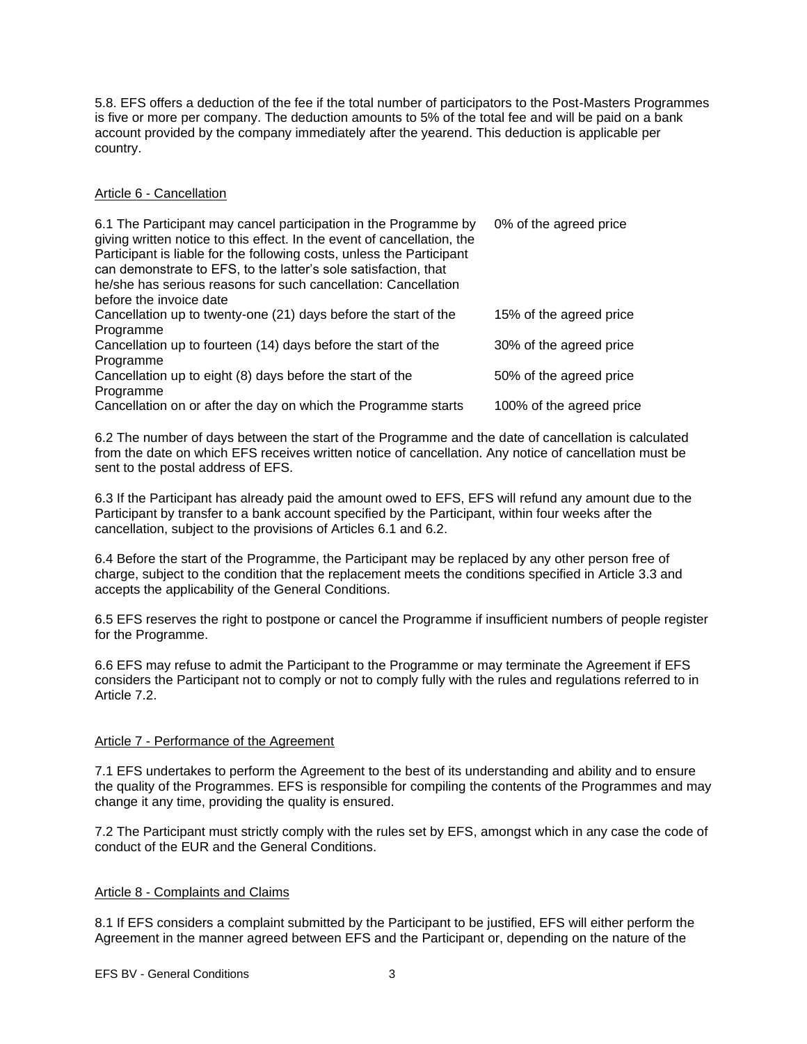5.8. EFS offers a deduction of the fee if the total number of participators to the Post-Masters Programmes is five or more per company. The deduction amounts to 5% of the total fee and will be paid on a bank account provided by the company immediately after the yearend. This deduction is applicable per country.

## Article 6 - Cancellation

| | |
|---|---|
| 6.1 The Participant may cancel participation in the Programme by giving written notice to this effect. In the event of cancellation, the Participant is liable for the following costs, unless the Participant can demonstrate to EFS, to the latter's sole satisfaction, that he/she has serious reasons for such cancellation: Cancellation before the invoice date | 0% of the agreed price |
| Cancellation up to twenty-one (21) days before the start of the Programme | 15% of the agreed price |
| Cancellation up to fourteen (14) days before the start of the Programme | 30% of the agreed price |
| Cancellation up to eight (8) days before the start of the Programme | 50% of the agreed price |
| Cancellation on or after the day on which the Programme starts | 100% of the agreed price |

6.2 The number of days between the start of the Programme and the date of cancellation is calculated from the date on which EFS receives written notice of cancellation. Any notice of cancellation must be sent to the postal address of EFS.

6.3 If the Participant has already paid the amount owed to EFS, EFS will refund any amount due to the Participant by transfer to a bank account specified by the Participant, within four weeks after the cancellation, subject to the provisions of Articles 6.1 and 6.2.

6.4 Before the start of the Programme, the Participant may be replaced by any other person free of charge, subject to the condition that the replacement meets the conditions specified in Article 3.3 and accepts the applicability of the General Conditions.

6.5 EFS reserves the right to postpone or cancel the Programme if insufficient numbers of people register for the Programme.

6.6 EFS may refuse to admit the Participant to the Programme or may terminate the Agreement if EFS considers the Participant not to comply or not to comply fully with the rules and regulations referred to in Article 7.2.

## Article 7 - Performance of the Agreement

7.1 EFS undertakes to perform the Agreement to the best of its understanding and ability and to ensure the quality of the Programmes. EFS is responsible for compiling the contents of the Programmes and may change it any time, providing the quality is ensured.

7.2 The Participant must strictly comply with the rules set by EFS, amongst which in any case the code of conduct of the EUR and the General Conditions.

## Article 8 - Complaints and Claims

8.1 If EFS considers a complaint submitted by the Participant to be justified, EFS will either perform the Agreement in the manner agreed between EFS and the Participant or, depending on the nature of the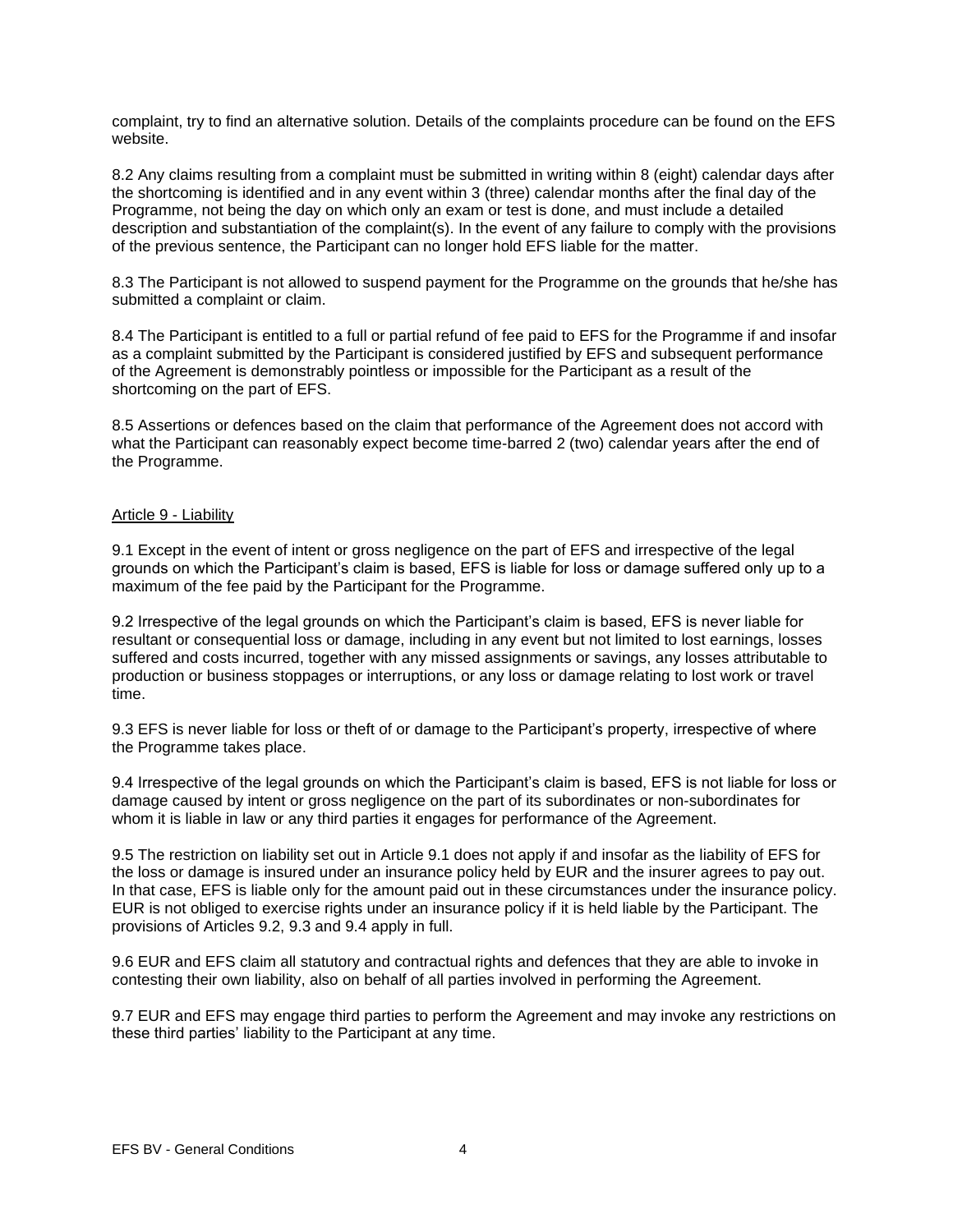complaint, try to find an alternative solution. Details of the complaints procedure can be found on the EFS website.

8.2 Any claims resulting from a complaint must be submitted in writing within 8 (eight) calendar days after the shortcoming is identified and in any event within 3 (three) calendar months after the final day of the Programme, not being the day on which only an exam or test is done, and must include a detailed description and substantiation of the complaint(s). In the event of any failure to comply with the provisions of the previous sentence, the Participant can no longer hold EFS liable for the matter.

8.3 The Participant is not allowed to suspend payment for the Programme on the grounds that he/she has submitted a complaint or claim.

8.4 The Participant is entitled to a full or partial refund of fee paid to EFS for the Programme if and insofar as a complaint submitted by the Participant is considered justified by EFS and subsequent performance of the Agreement is demonstrably pointless or impossible for the Participant as a result of the shortcoming on the part of EFS.

8.5 Assertions or defences based on the claim that performance of the Agreement does not accord with what the Participant can reasonably expect become time-barred 2 (two) calendar years after the end of the Programme.

## Article 9 - Liability

9.1 Except in the event of intent or gross negligence on the part of EFS and irrespective of the legal grounds on which the Participant's claim is based, EFS is liable for loss or damage suffered only up to a maximum of the fee paid by the Participant for the Programme.

9.2 Irrespective of the legal grounds on which the Participant's claim is based, EFS is never liable for resultant or consequential loss or damage, including in any event but not limited to lost earnings, losses suffered and costs incurred, together with any missed assignments or savings, any losses attributable to production or business stoppages or interruptions, or any loss or damage relating to lost work or travel time.

9.3 EFS is never liable for loss or theft of or damage to the Participant's property, irrespective of where the Programme takes place.

9.4 Irrespective of the legal grounds on which the Participant's claim is based, EFS is not liable for loss or damage caused by intent or gross negligence on the part of its subordinates or non-subordinates for whom it is liable in law or any third parties it engages for performance of the Agreement.

9.5 The restriction on liability set out in Article 9.1 does not apply if and insofar as the liability of EFS for the loss or damage is insured under an insurance policy held by EUR and the insurer agrees to pay out. In that case, EFS is liable only for the amount paid out in these circumstances under the insurance policy. EUR is not obliged to exercise rights under an insurance policy if it is held liable by the Participant. The provisions of Articles 9.2, 9.3 and 9.4 apply in full.

9.6 EUR and EFS claim all statutory and contractual rights and defences that they are able to invoke in contesting their own liability, also on behalf of all parties involved in performing the Agreement.

9.7 EUR and EFS may engage third parties to perform the Agreement and may invoke any restrictions on these third parties' liability to the Participant at any time.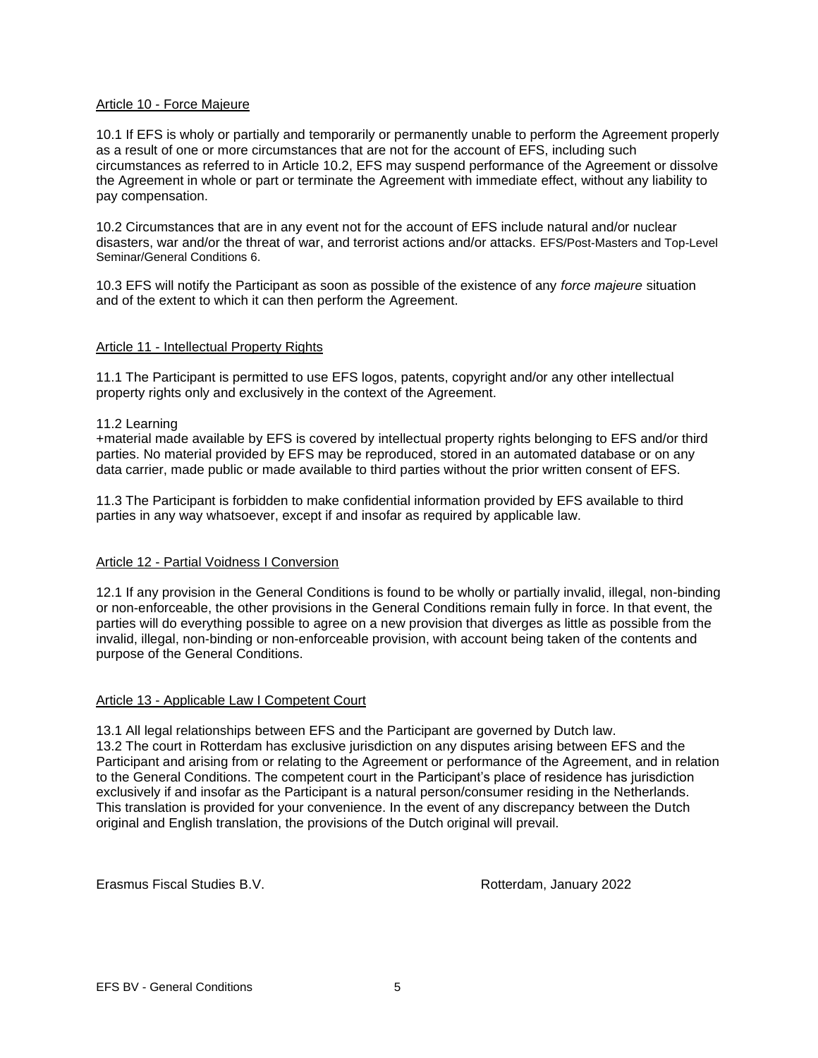## Article 10 - Force Majeure

10.1 If EFS is wholy or partially and temporarily or permanently unable to perform the Agreement properly as a result of one or more circumstances that are not for the account of EFS, including such circumstances as referred to in Article 10.2, EFS may suspend performance of the Agreement or dissolve the Agreement in whole or part or terminate the Agreement with immediate effect, without any liability to pay compensation.

10.2 Circumstances that are in any event not for the account of EFS include natural and/or nuclear disasters, war and/or the threat of war, and terrorist actions and/or attacks. EFS/Post-Masters and Top-Level Seminar/General Conditions 6.

10.3 EFS will notify the Participant as soon as possible of the existence of any *force majeure* situation and of the extent to which it can then perform the Agreement.

## Article 11 - Intellectual Property Rights

11.1 The Participant is permitted to use EFS logos, patents, copyright and/or any other intellectual property rights only and exclusively in the context of the Agreement.

11.2 Learning
+material made available by EFS is covered by intellectual property rights belonging to EFS and/or third parties. No material provided by EFS may be reproduced, stored in an automated database or on any data carrier, made public or made available to third parties without the prior written consent of EFS.

11.3 The Participant is forbidden to make confidential information provided by EFS available to third parties in any way whatsoever, except if and insofar as required by applicable law.

## Article 12 - Partial Voidness I Conversion

12.1 If any provision in the General Conditions is found to be wholly or partially invalid, illegal, non-binding or non-enforceable, the other provisions in the General Conditions remain fully in force. In that event, the parties will do everything possible to agree on a new provision that diverges as little as possible from the invalid, illegal, non-binding or non-enforceable provision, with account being taken of the contents and purpose of the General Conditions.

## Article 13 - Applicable Law I Competent Court

13.1 All legal relationships between EFS and the Participant are governed by Dutch law.
13.2 The court in Rotterdam has exclusive jurisdiction on any disputes arising between EFS and the Participant and arising from or relating to the Agreement or performance of the Agreement, and in relation to the General Conditions. The competent court in the Participant's place of residence has jurisdiction exclusively if and insofar as the Participant is a natural person/consumer residing in the Netherlands. This translation is provided for your convenience. In the event of any discrepancy between the Dutch original and English translation, the provisions of the Dutch original will prevail.

Erasmus Fiscal Studies B.V. Rotterdam, January 2022